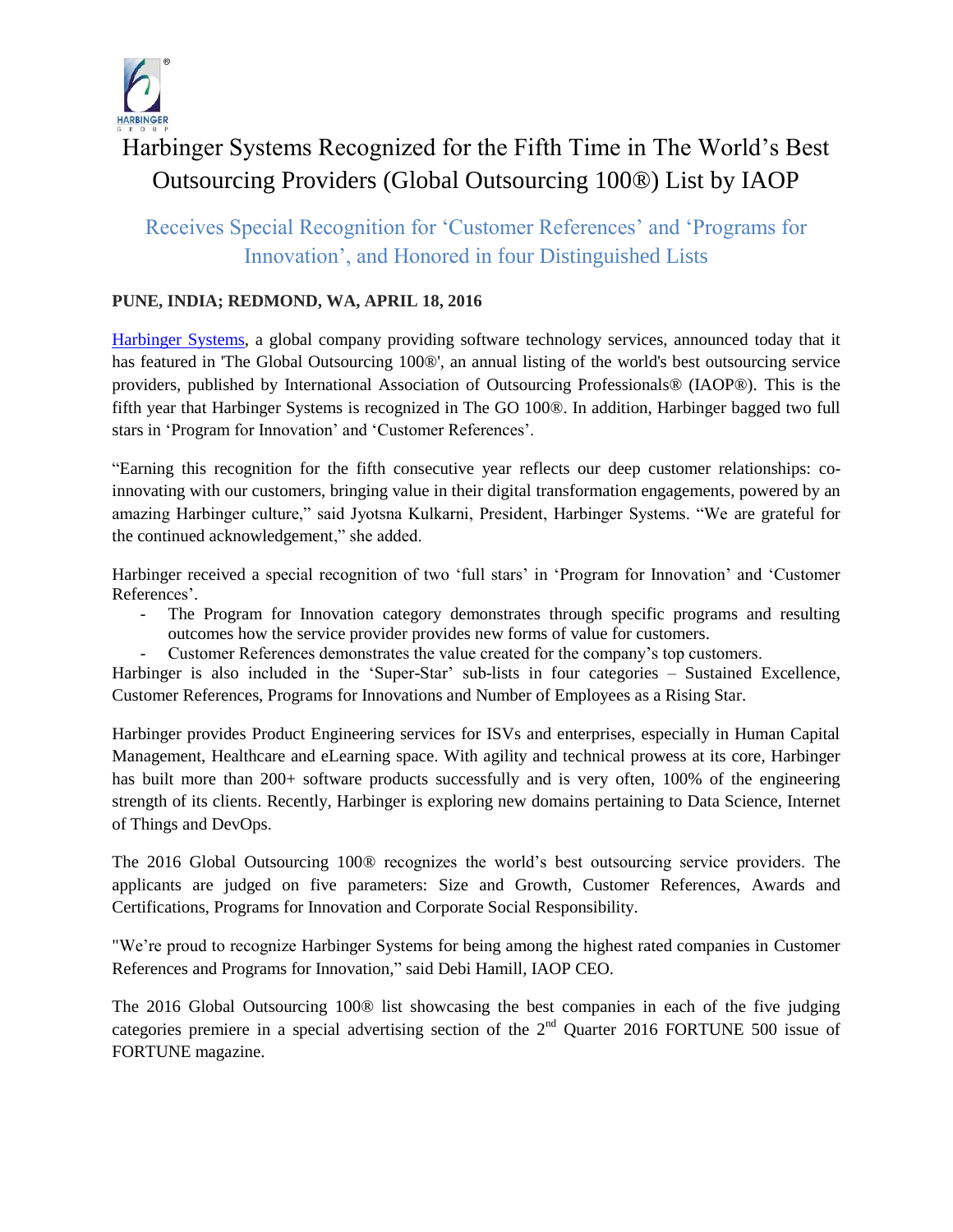# Harbinger Systems Recognized for the Fifth Time in The World's Best Outsourcing Providers (Global Outsourcing 100®) List by IAOP

## Receives Special Recognition for 'Customer References' and 'Programs for Innovation', and Honored in four Distinguished Lists

**PUNE, INDIA; REDMOND, WA, APRIL 18, 2016**

Harbinger Systems, a global company providing software technology services, announced today that it has featured in 'The Global Outsourcing 100®', an annual listing of the world's best outsourcing service providers, published by International Association of Outsourcing Professionals® (IAOP®). This is the fifth year that Harbinger Systems is recognized in The GO 100®. In addition, Harbinger bagged two full stars in 'Program for Innovation' and 'Customer References'.

"Earning this recognition for the fifth consecutive year reflects our deep customer relationships: co-innovating with our customers, bringing value in their digital transformation engagements, powered by an amazing Harbinger culture," said Jyotsna Kulkarni, President, Harbinger Systems. "We are grateful for the continued acknowledgement," she added.

Harbinger received a special recognition of two 'full stars' in 'Program for Innovation' and 'Customer References'.

- The Program for Innovation category demonstrates through specific programs and resulting outcomes how the service provider provides new forms of value for customers.
- Customer References demonstrates the value created for the company's top customers.

Harbinger is also included in the 'Super-Star' sub-lists in four categories – Sustained Excellence, Customer References, Programs for Innovations and Number of Employees as a Rising Star.

Harbinger provides Product Engineering services for ISVs and enterprises, especially in Human Capital Management, Healthcare and eLearning space. With agility and technical prowess at its core, Harbinger has built more than 200+ software products successfully and is very often, 100% of the engineering strength of its clients. Recently, Harbinger is exploring new domains pertaining to Data Science, Internet of Things and DevOps.

The 2016 Global Outsourcing 100® recognizes the world's best outsourcing service providers. The applicants are judged on five parameters: Size and Growth, Customer References, Awards and Certifications, Programs for Innovation and Corporate Social Responsibility.

"We're proud to recognize Harbinger Systems for being among the highest rated companies in Customer References and Programs for Innovation," said Debi Hamill, IAOP CEO.

The 2016 Global Outsourcing 100® list showcasing the best companies in each of the five judging categories premiere in a special advertising section of the 2nd Quarter 2016 FORTUNE 500 issue of FORTUNE magazine.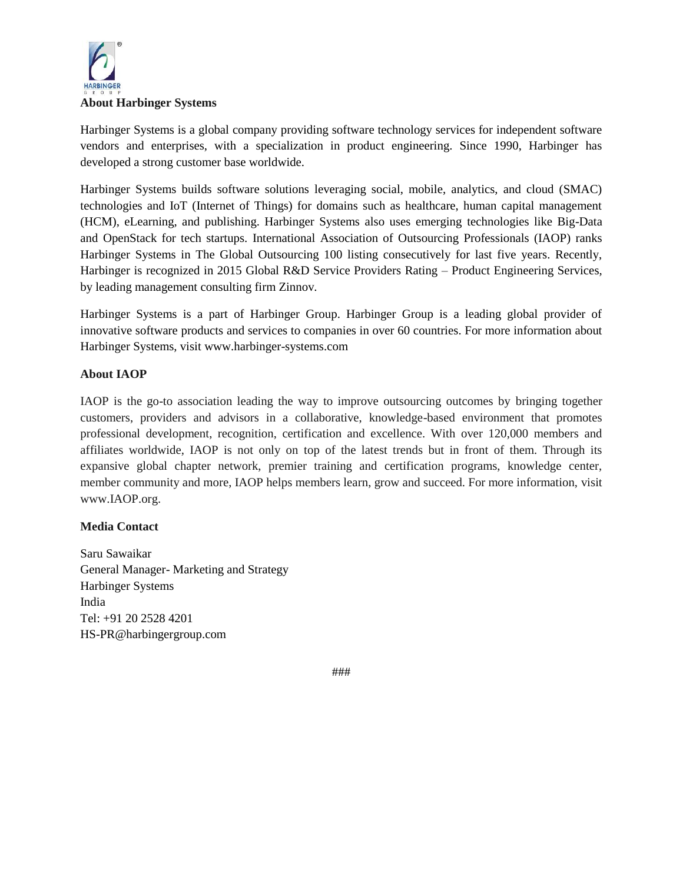## About Harbinger Systems

Harbinger Systems is a global company providing software technology services for independent software vendors and enterprises, with a specialization in product engineering. Since 1990, Harbinger has developed a strong customer base worldwide.

Harbinger Systems builds software solutions leveraging social, mobile, analytics, and cloud (SMAC) technologies and IoT (Internet of Things) for domains such as healthcare, human capital management (HCM), eLearning, and publishing. Harbinger Systems also uses emerging technologies like Big-Data and OpenStack for tech startups. International Association of Outsourcing Professionals (IAOP) ranks Harbinger Systems in The Global Outsourcing 100 listing consecutively for last five years. Recently, Harbinger is recognized in 2015 Global R&D Service Providers Rating – Product Engineering Services, by leading management consulting firm Zinnov.

Harbinger Systems is a part of Harbinger Group. Harbinger Group is a leading global provider of innovative software products and services to companies in over 60 countries. For more information about Harbinger Systems, visit www.harbinger-systems.com

## About IAOP

IAOP is the go-to association leading the way to improve outsourcing outcomes by bringing together customers, providers and advisors in a collaborative, knowledge-based environment that promotes professional development, recognition, certification and excellence. With over 120,000 members and affiliates worldwide, IAOP is not only on top of the latest trends but in front of them. Through its expansive global chapter network, premier training and certification programs, knowledge center, member community and more, IAOP helps members learn, grow and succeed. For more information, visit www.IAOP.org.

## Media Contact

Saru Sawaikar
General Manager- Marketing and Strategy
Harbinger Systems
India
Tel: +91 20 2528 4201
HS-PR@harbingergroup.com

###